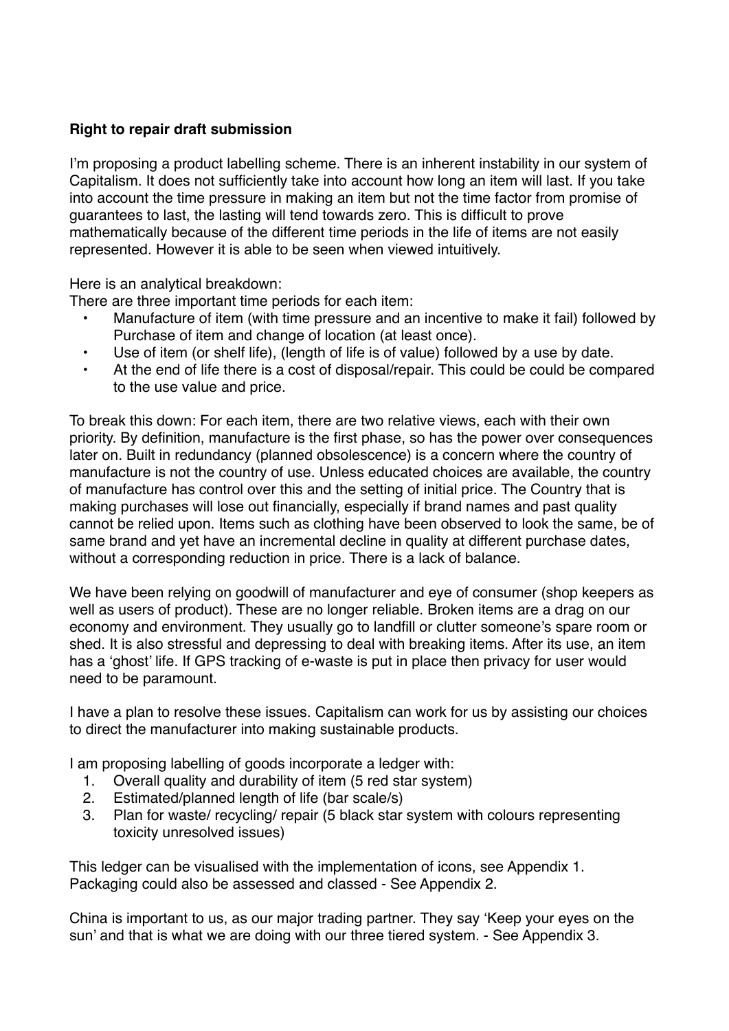**Right to repair draft submission**

I'm proposing a product labelling scheme. There is an inherent instability in our system of Capitalism. It does not sufficiently take into account how long an item will last. If you take into account the time pressure in making an item but not the time factor from promise of guarantees to last, the lasting will tend towards zero. This is difficult to prove mathematically because of the different time periods in the life of items are not easily represented. However it is able to be seen when viewed intuitively.

Here is an analytical breakdown:
There are three important time periods for each item:

- Manufacture of item (with time pressure and an incentive to make it fail) followed by Purchase of item and change of location (at least once).
- Use of item (or shelf life), (length of life is of value) followed by a use by date.
- At the end of life there is a cost of disposal/repair. This could be could be compared to the use value and price.

To break this down: For each item, there are two relative views, each with their own priority. By definition, manufacture is the first phase, so has the power over consequences later on. Built in redundancy (planned obsolescence) is a concern where the country of manufacture is not the country of use. Unless educated choices are available, the country of manufacture has control over this and the setting of initial price. The Country that is making purchases will lose out financially, especially if brand names and past quality cannot be relied upon. Items such as clothing have been observed to look the same, be of same brand and yet have an incremental decline in quality at different purchase dates, without a corresponding reduction in price. There is a lack of balance.

We have been relying on goodwill of manufacturer and eye of consumer (shop keepers as well as users of product). These are no longer reliable. Broken items are a drag on our economy and environment. They usually go to landfill or clutter someone's spare room or shed. It is also stressful and depressing to deal with breaking items. After its use, an item has a 'ghost' life. If GPS tracking of e-waste is put in place then privacy for user would need to be paramount.

I have a plan to resolve these issues. Capitalism can work for us by assisting our choices to direct the manufacturer into making sustainable products.

I am proposing labelling of goods incorporate a ledger with:

1. Overall quality and durability of item (5 red star system)
2. Estimated/planned length of life (bar scale/s)
3. Plan for waste/ recycling/ repair (5 black star system with colours representing toxicity unresolved issues)

This ledger can be visualised with the implementation of icons, see Appendix 1.
Packaging could also be assessed and classed - See Appendix 2.

China is important to us, as our major trading partner. They say 'Keep your eyes on the sun' and that is what we are doing with our three tiered system. - See Appendix 3.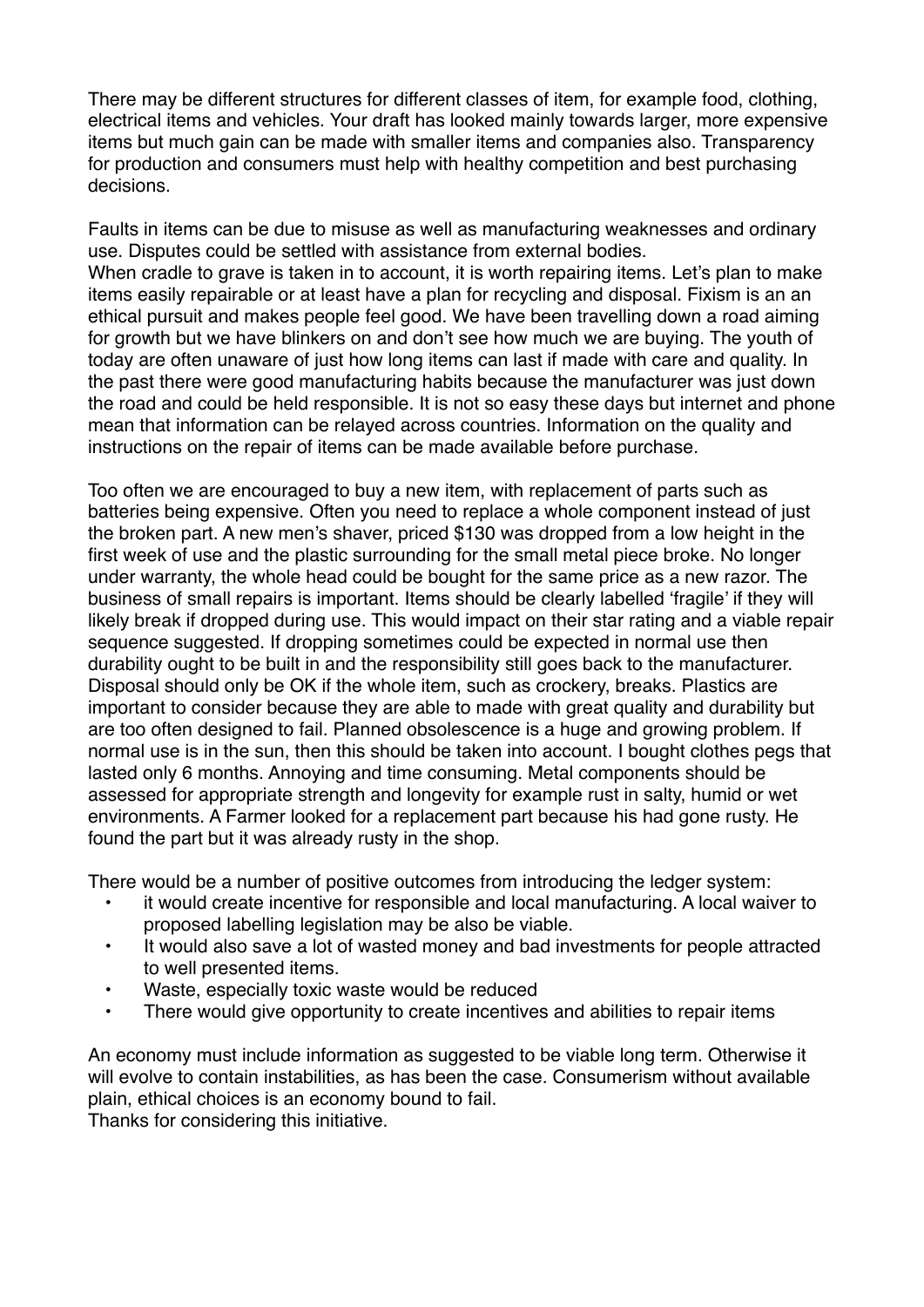There may be different structures for different classes of item, for example food, clothing, electrical items and vehicles. Your draft has looked mainly towards larger, more expensive items but much gain can be made with smaller items and companies also. Transparency for production and consumers must help with healthy competition and best purchasing decisions.

Faults in items can be due to misuse as well as manufacturing weaknesses and ordinary use. Disputes could be settled with assistance from external bodies.
When cradle to grave is taken in to account, it is worth repairing items. Let's plan to make items easily repairable or at least have a plan for recycling and disposal. Fixism is an an ethical pursuit and makes people feel good. We have been travelling down a road aiming for growth but we have blinkers on and don't see how much we are buying. The youth of today are often unaware of just how long items can last if made with care and quality. In the past there were good manufacturing habits because the manufacturer was just down the road and could be held responsible. It is not so easy these days but internet and phone mean that information can be relayed across countries. Information on the quality and instructions on the repair of items can be made available before purchase.

Too often we are encouraged to buy a new item, with replacement of parts such as batteries being expensive. Often you need to replace a whole component instead of just the broken part. A new men's shaver, priced $130 was dropped from a low height in the first week of use and the plastic surrounding for the small metal piece broke. No longer under warranty, the whole head could be bought for the same price as a new razor. The business of small repairs is important. Items should be clearly labelled 'fragile' if they will likely break if dropped during use. This would impact on their star rating and a viable repair sequence suggested. If dropping sometimes could be expected in normal use then durability ought to be built in and the responsibility still goes back to the manufacturer. Disposal should only be OK if the whole item, such as crockery, breaks. Plastics are important to consider because they are able to made with great quality and durability but are too often designed to fail. Planned obsolescence is a huge and growing problem. If normal use is in the sun, then this should be taken into account. I bought clothes pegs that lasted only 6 months. Annoying and time consuming. Metal components should be assessed for appropriate strength and longevity for example rust in salty, humid or wet environments. A Farmer looked for a replacement part because his had gone rusty. He found the part but it was already rusty in the shop.

There would be a number of positive outcomes from introducing the ledger system:

- it would create incentive for responsible and local manufacturing. A local waiver to proposed labelling legislation may be also be viable.
- It would also save a lot of wasted money and bad investments for people attracted to well presented items.
- Waste, especially toxic waste would be reduced
- There would give opportunity to create incentives and abilities to repair items

An economy must include information as suggested to be viable long term. Otherwise it will evolve to contain instabilities, as has been the case. Consumerism without available plain, ethical choices is an economy bound to fail.
Thanks for considering this initiative.